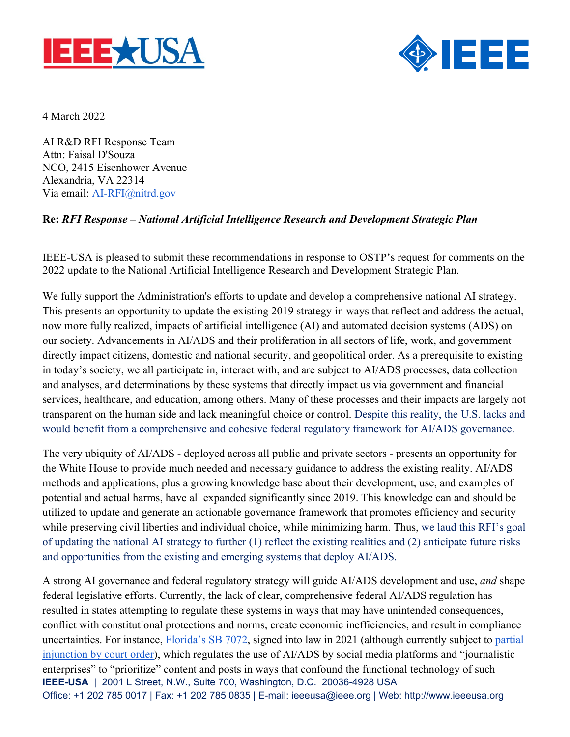4 March 2022

AI R&D RFI Response Team
Attn: Faisal D'Souza
NCO, 2415 Eisenhower Avenue
Alexandria, VA 22314
Via email: AI-RFI@nitrd.gov

**Re:** ***RFI Response – National Artificial Intelligence Research and Development Strategic Plan***

IEEE-USA is pleased to submit these recommendations in response to OSTP's request for comments on the 2022 update to the National Artificial Intelligence Research and Development Strategic Plan.

We fully support the Administration's efforts to update and develop a comprehensive national AI strategy. This presents an opportunity to update the existing 2019 strategy in ways that reflect and address the actual, now more fully realized, impacts of artificial intelligence (AI) and automated decision systems (ADS) on our society. Advancements in AI/ADS and their proliferation in all sectors of life, work, and government directly impact citizens, domestic and national security, and geopolitical order. As a prerequisite to existing in today's society, we all participate in, interact with, and are subject to AI/ADS processes, data collection and analyses, and determinations by these systems that directly impact us via government and financial services, healthcare, and education, among others. Many of these processes and their impacts are largely not transparent on the human side and lack meaningful choice or control. Despite this reality, the U.S. lacks and would benefit from a comprehensive and cohesive federal regulatory framework for AI/ADS governance.

The very ubiquity of AI/ADS - deployed across all public and private sectors - presents an opportunity for the White House to provide much needed and necessary guidance to address the existing reality. AI/ADS methods and applications, plus a growing knowledge base about their development, use, and examples of potential and actual harms, have all expanded significantly since 2019. This knowledge can and should be utilized to update and generate an actionable governance framework that promotes efficiency and security while preserving civil liberties and individual choice, while minimizing harm. Thus, we laud this RFI's goal of updating the national AI strategy to further (1) reflect the existing realities and (2) anticipate future risks and opportunities from the existing and emerging systems that deploy AI/ADS.

A strong AI governance and federal regulatory strategy will guide AI/ADS development and use, *and* shape federal legislative efforts. Currently, the lack of clear, comprehensive federal AI/ADS regulation has resulted in states attempting to regulate these systems in ways that may have unintended consequences, conflict with constitutional protections and norms, create economic inefficiencies, and result in compliance uncertainties. For instance, Florida's SB 7072, signed into law in 2021 (although currently subject to partial injunction by court order), which regulates the use of AI/ADS by social media platforms and "journalistic enterprises" to "prioritize" content and posts in ways that confound the functional technology of such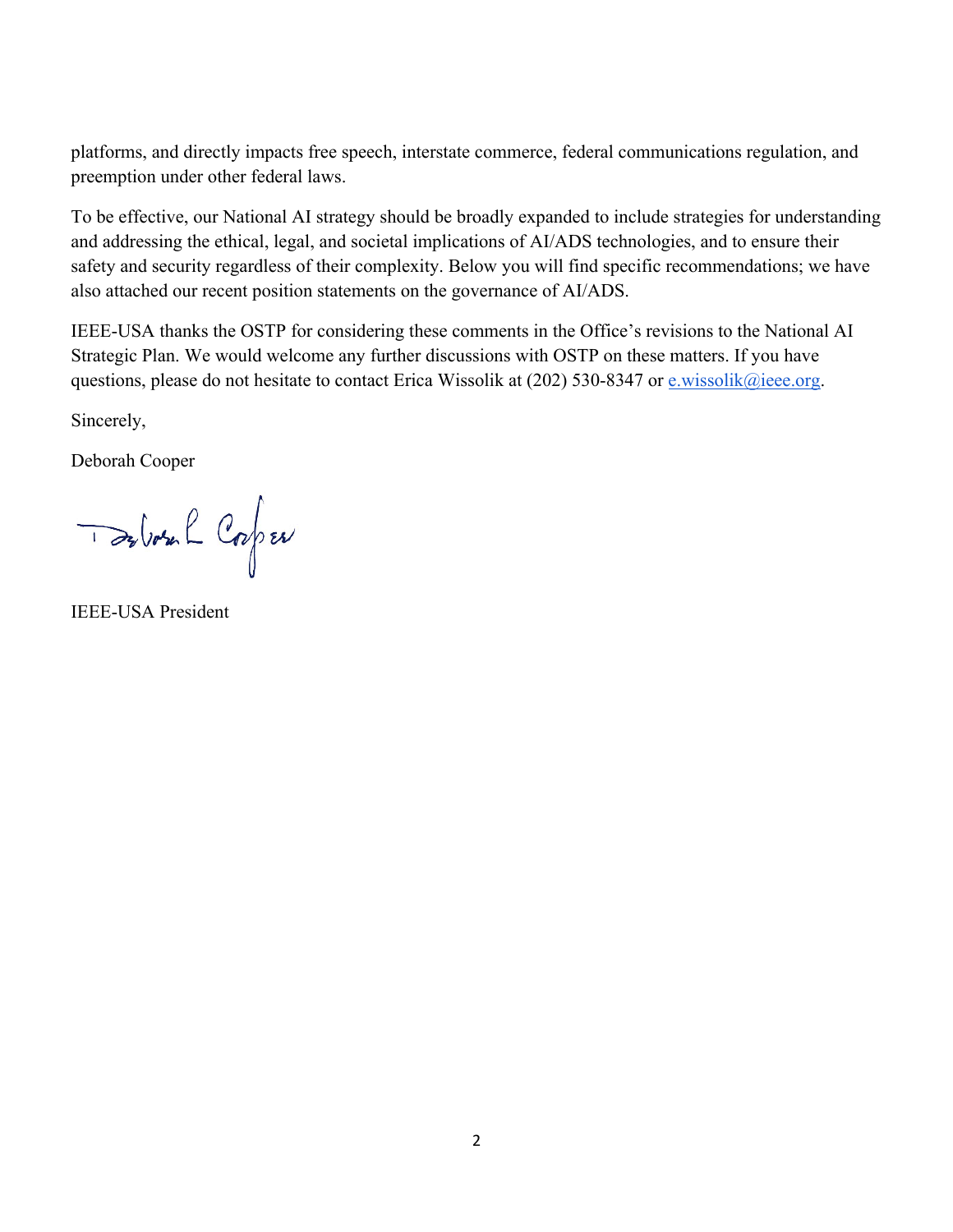platforms, and directly impacts free speech, interstate commerce, federal communications regulation, and preemption under other federal laws.

To be effective, our National AI strategy should be broadly expanded to include strategies for understanding and addressing the ethical, legal, and societal implications of AI/ADS technologies, and to ensure their safety and security regardless of their complexity. Below you will find specific recommendations; we have also attached our recent position statements on the governance of AI/ADS.

IEEE-USA thanks the OSTP for considering these comments in the Office's revisions to the National AI Strategic Plan. We would welcome any further discussions with OSTP on these matters. If you have questions, please do not hesitate to contact Erica Wissolik at (202) 530-8347 or e.wissolik@ieee.org.

Sincerely,

Deborah Cooper

IEEE-USA President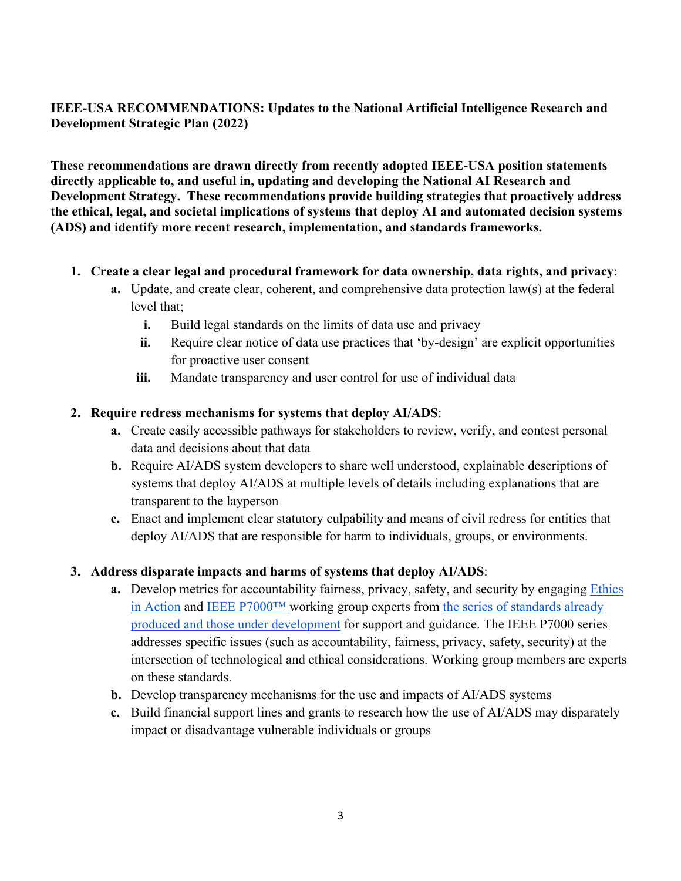**IEEE-USA RECOMMENDATIONS: Updates to the National Artificial Intelligence Research and Development Strategic Plan (2022)**

**These recommendations are drawn directly from recently adopted IEEE-USA position statements directly applicable to, and useful in, updating and developing the National AI Research and Development Strategy. These recommendations provide building strategies that proactively address the ethical, legal, and societal implications of systems that deploy AI and automated decision systems (ADS) and identify more recent research, implementation, and standards frameworks.**

1. **Create a clear legal and procedural framework for data ownership, data rights, and privacy**:
   - **a.** Update, and create clear, coherent, and comprehensive data protection law(s) at the federal level that;
     - **i.** Build legal standards on the limits of data use and privacy
     - **ii.** Require clear notice of data use practices that 'by-design' are explicit opportunities for proactive user consent
     - **iii.** Mandate transparency and user control for use of individual data

2. **Require redress mechanisms for systems that deploy AI/ADS**:
   - **a.** Create easily accessible pathways for stakeholders to review, verify, and contest personal data and decisions about that data
   - **b.** Require AI/ADS system developers to share well understood, explainable descriptions of systems that deploy AI/ADS at multiple levels of details including explanations that are transparent to the layperson
   - **c.** Enact and implement clear statutory culpability and means of civil redress for entities that deploy AI/ADS that are responsible for harm to individuals, groups, or environments.

3. **Address disparate impacts and harms of systems that deploy AI/ADS**:
   - **a.** Develop metrics for accountability fairness, privacy, safety, and security by engaging Ethics in Action and IEEE P7000™ working group experts from the series of standards already produced and those under development for support and guidance. The IEEE P7000 series addresses specific issues (such as accountability, fairness, privacy, safety, security) at the intersection of technological and ethical considerations. Working group members are experts on these standards.
   - **b.** Develop transparency mechanisms for the use and impacts of AI/ADS systems
   - **c.** Build financial support lines and grants to research how the use of AI/ADS may disparately impact or disadvantage vulnerable individuals or groups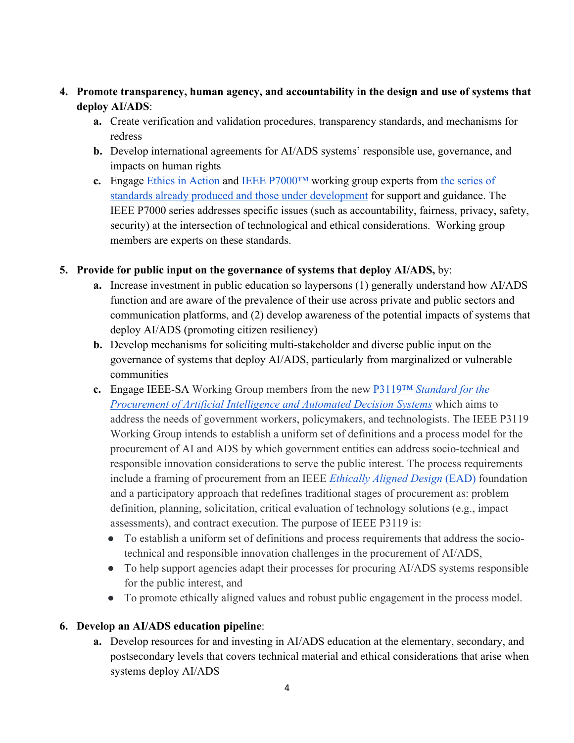4. **Promote transparency, human agency, and accountability in the design and use of systems that deploy AI/ADS**:
    a. Create verification and validation procedures, transparency standards, and mechanisms for redress
    b. Develop international agreements for AI/ADS systems' responsible use, governance, and impacts on human rights
    c. Engage Ethics in Action and IEEE P7000™ working group experts from the series of standards already produced and those under development for support and guidance. The IEEE P7000 series addresses specific issues (such as accountability, fairness, privacy, safety, security) at the intersection of technological and ethical considerations. Working group members are experts on these standards.

5. **Provide for public input on the governance of systems that deploy AI/ADS,** by:
    a. Increase investment in public education so laypersons (1) generally understand how AI/ADS function and are aware of the prevalence of their use across private and public sectors and communication platforms, and (2) develop awareness of the potential impacts of systems that deploy AI/ADS (promoting citizen resiliency)
    b. Develop mechanisms for soliciting multi-stakeholder and diverse public input on the governance of systems that deploy AI/ADS, particularly from marginalized or vulnerable communities
    c. Engage IEEE-SA Working Group members from the new P3119™ *Standard for the Procurement of Artificial Intelligence and Automated Decision Systems* which aims to address the needs of government workers, policymakers, and technologists. The IEEE P3119 Working Group intends to establish a uniform set of definitions and a process model for the procurement of AI and ADS by which government entities can address socio-technical and responsible innovation considerations to serve the public interest. The process requirements include a framing of procurement from an IEEE *Ethically Aligned Design* (EAD) foundation and a participatory approach that redefines traditional stages of procurement as: problem definition, planning, solicitation, critical evaluation of technology solutions (e.g., impact assessments), and contract execution. The purpose of IEEE P3119 is:
        - To establish a uniform set of definitions and process requirements that address the socio-technical and responsible innovation challenges in the procurement of AI/ADS,
        - To help support agencies adapt their processes for procuring AI/ADS systems responsible for the public interest, and
        - To promote ethically aligned values and robust public engagement in the process model.

6. **Develop an AI/ADS education pipeline**:
    a. Develop resources for and investing in AI/ADS education at the elementary, secondary, and postsecondary levels that covers technical material and ethical considerations that arise when systems deploy AI/ADS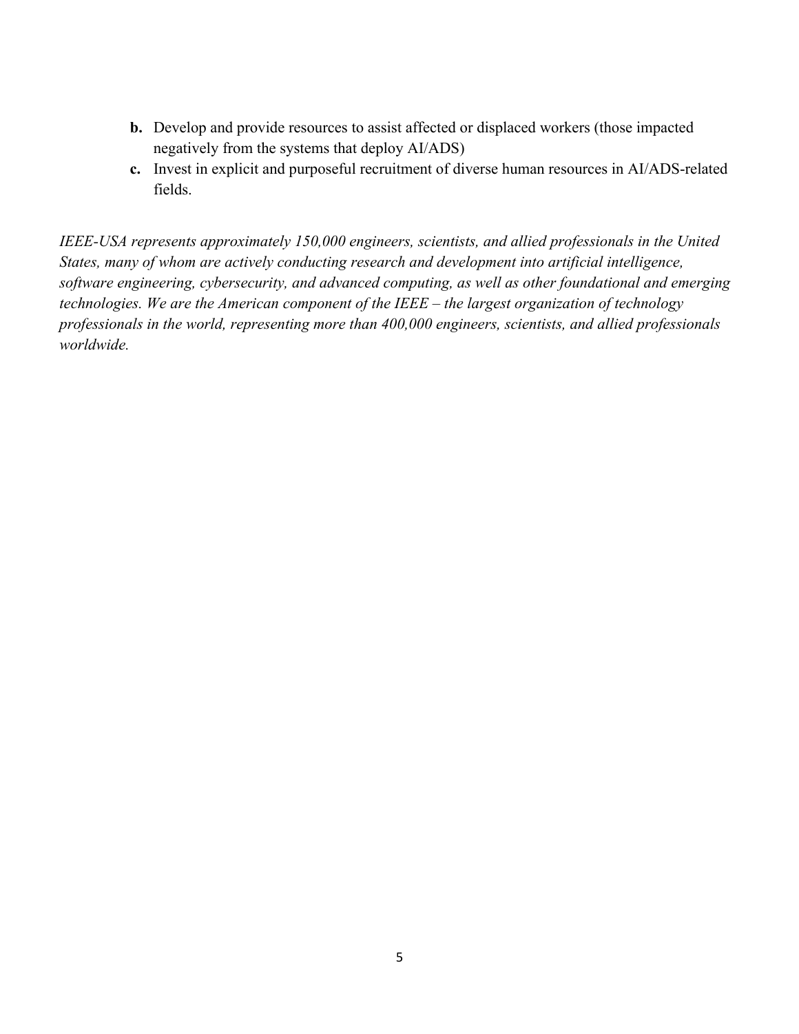b. Develop and provide resources to assist affected or displaced workers (those impacted negatively from the systems that deploy AI/ADS)
c. Invest in explicit and purposeful recruitment of diverse human resources in AI/ADS-related fields.

*IEEE-USA represents approximately 150,000 engineers, scientists, and allied professionals in the United States, many of whom are actively conducting research and development into artificial intelligence, software engineering, cybersecurity, and advanced computing, as well as other foundational and emerging technologies. We are the American component of the IEEE – the largest organization of technology professionals in the world, representing more than 400,000 engineers, scientists, and allied professionals worldwide.*